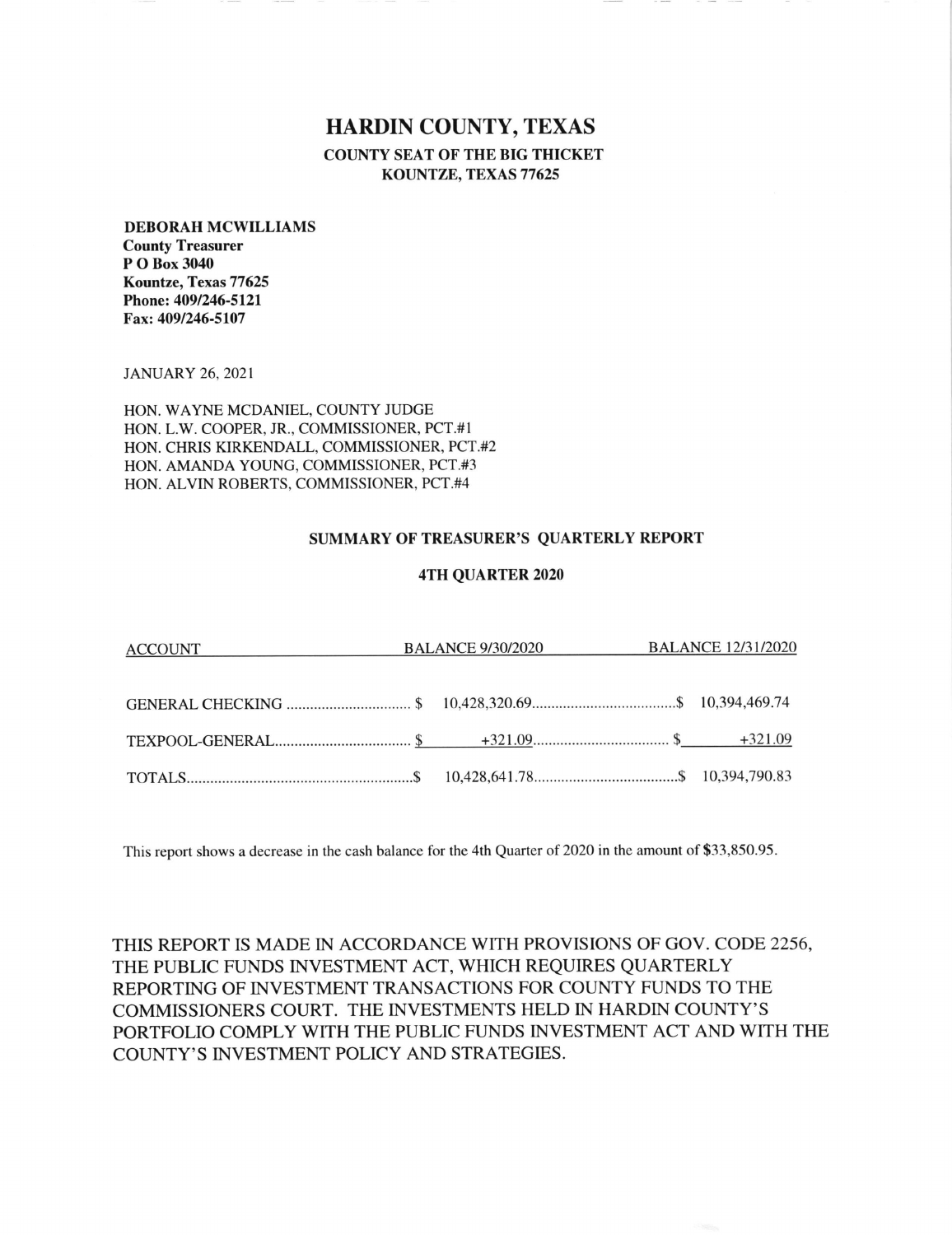# HARDIN COUNTY, TEXAS

**COUNTY SEAT OF THE BIG THICKET**
**KOUNTZE, TEXAS 77625**

**DEBORAH MCWILLIAMS**
**County Treasurer**
**P O Box 3040**
**Kountze, Texas 77625**
**Phone: 409/246-5121**
**Fax: 409/246-5107**

JANUARY 26, 2021

HON. WAYNE MCDANIEL, COUNTY JUDGE
HON. L.W. COOPER, JR., COMMISSIONER, PCT.#1
HON. CHRIS KIRKENDALL, COMMISSIONER, PCT.#2
HON. AMANDA YOUNG, COMMISSIONER, PCT.#3
HON. ALVIN ROBERTS, COMMISSIONER, PCT.#4

## SUMMARY OF TREASURER'S QUARTERLY REPORT

### 4TH QUARTER 2020

| ACCOUNT | BALANCE 9/30/2020 | BALANCE 12/31/2020 |
|---|---|---|
| GENERAL CHECKING | $ 10,428,320.69 | $ 10,394,469.74 |
| TEXPOOL-GENERAL | $ +321.09 | $ +321.09 |
| TOTALS | $ 10,428,641.78 | $ 10,394,790.83 |

This report shows a decrease in the cash balance for the 4th Quarter of 2020 in the amount of $33,850.95.

THIS REPORT IS MADE IN ACCORDANCE WITH PROVISIONS OF GOV. CODE 2256, THE PUBLIC FUNDS INVESTMENT ACT, WHICH REQUIRES QUARTERLY REPORTING OF INVESTMENT TRANSACTIONS FOR COUNTY FUNDS TO THE COMMISSIONERS COURT. THE INVESTMENTS HELD IN HARDIN COUNTY'S PORTFOLIO COMPLY WITH THE PUBLIC FUNDS INVESTMENT ACT AND WITH THE COUNTY'S INVESTMENT POLICY AND STRATEGIES.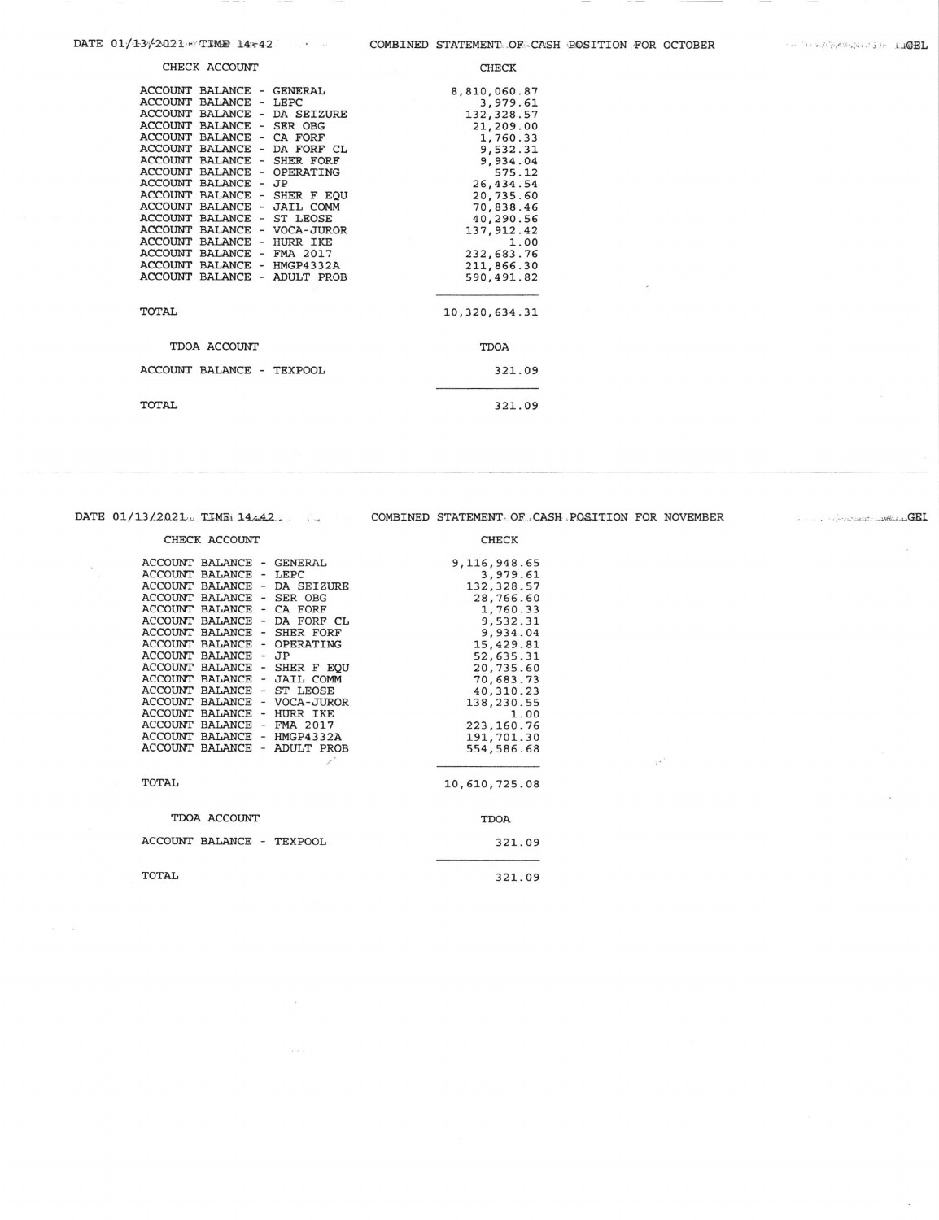DATE 01/13/2021 TIME 14:42

## COMBINED STATEMENT OF CASH POSITION FOR OCTOBER

| CHECK ACCOUNT | CHECK |
|---|---|
| ACCOUNT BALANCE - GENERAL | 8,810,060.87 |
| ACCOUNT BALANCE - LEPC | 3,979.61 |
| ACCOUNT BALANCE - DA SEIZURE | 132,328.57 |
| ACCOUNT BALANCE - SER OBG | 21,209.00 |
| ACCOUNT BALANCE - CA FORF | 1,760.33 |
| ACCOUNT BALANCE - DA FORF CL | 9,532.31 |
| ACCOUNT BALANCE - SHER FORF | 9,934.04 |
| ACCOUNT BALANCE - OPERATING | 575.12 |
| ACCOUNT BALANCE - JP | 26,434.54 |
| ACCOUNT BALANCE - SHER F EQU | 20,735.60 |
| ACCOUNT BALANCE - JAIL COMM | 70,838.46 |
| ACCOUNT BALANCE - ST LEOSE | 40,290.56 |
| ACCOUNT BALANCE - VOCA-JUROR | 137,912.42 |
| ACCOUNT BALANCE - HURR IKE | 1.00 |
| ACCOUNT BALANCE - FMA 2017 | 232,683.76 |
| ACCOUNT BALANCE - HMGP4332A | 211,866.30 |
| ACCOUNT BALANCE - ADULT PROB | 590,491.82 |
| TOTAL | 10,320,634.31 |

| TDOA ACCOUNT | TDOA |
|---|---|
| ACCOUNT BALANCE - TEXPOOL | 321.09 |
| TOTAL | 321.09 |

DATE 01/13/2021 TIME 14:42

## COMBINED STATEMENT OF CASH POSITION FOR NOVEMBER

| CHECK ACCOUNT | CHECK |
|---|---|
| ACCOUNT BALANCE - GENERAL | 9,116,948.65 |
| ACCOUNT BALANCE - LEPC | 3,979.61 |
| ACCOUNT BALANCE - DA SEIZURE | 132,328.57 |
| ACCOUNT BALANCE - SER OBG | 28,766.60 |
| ACCOUNT BALANCE - CA FORF | 1,760.33 |
| ACCOUNT BALANCE - DA FORF CL | 9,532.31 |
| ACCOUNT BALANCE - SHER FORF | 9,934.04 |
| ACCOUNT BALANCE - OPERATING | 15,429.81 |
| ACCOUNT BALANCE - JP | 52,635.31 |
| ACCOUNT BALANCE - SHER F EQU | 20,735.60 |
| ACCOUNT BALANCE - JAIL COMM | 70,683.73 |
| ACCOUNT BALANCE - ST LEOSE | 40,310.23 |
| ACCOUNT BALANCE - VOCA-JUROR | 138,230.55 |
| ACCOUNT BALANCE - HURR IKE | 1.00 |
| ACCOUNT BALANCE - FMA 2017 | 223,160.76 |
| ACCOUNT BALANCE - HMGP4332A | 191,701.30 |
| ACCOUNT BALANCE - ADULT PROB | 554,586.68 |
| TOTAL | 10,610,725.08 |

| TDOA ACCOUNT | TDOA |
|---|---|
| ACCOUNT BALANCE - TEXPOOL | 321.09 |
| TOTAL | 321.09 |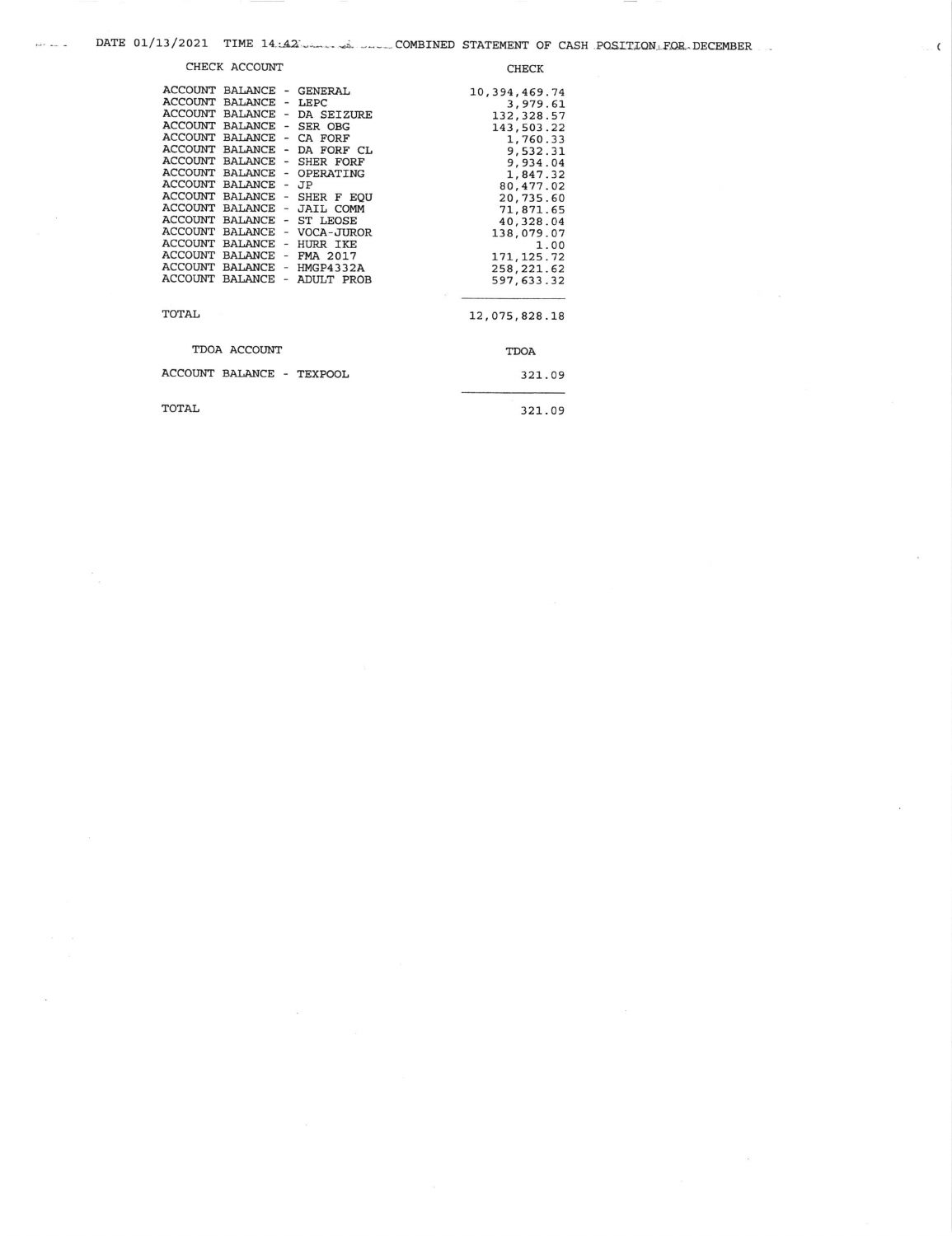DATE 01/13/2021 TIME 14:42 COMBINED STATEMENT OF CASH POSITION FOR DECEMBER

| CHECK ACCOUNT | CHECK |
|---|---|
| ACCOUNT BALANCE - GENERAL | 10,394,469.74 |
| ACCOUNT BALANCE - LEPC | 3,979.61 |
| ACCOUNT BALANCE - DA SEIZURE | 132,328.57 |
| ACCOUNT BALANCE - SER OBG | 143,503.22 |
| ACCOUNT BALANCE - CA FORF | 1,760.33 |
| ACCOUNT BALANCE - DA FORF CL | 9,532.31 |
| ACCOUNT BALANCE - SHER FORF | 9,934.04 |
| ACCOUNT BALANCE - OPERATING | 1,847.32 |
| ACCOUNT BALANCE - JP | 80,477.02 |
| ACCOUNT BALANCE - SHER F EQU | 20,735.60 |
| ACCOUNT BALANCE - JAIL COMM | 71,871.65 |
| ACCOUNT BALANCE - ST LEOSE | 40,328.04 |
| ACCOUNT BALANCE - VOCA-JUROR | 138,079.07 |
| ACCOUNT BALANCE - HURR IKE | 1.00 |
| ACCOUNT BALANCE - FMA 2017 | 171,125.72 |
| ACCOUNT BALANCE - HMGP4332A | 258,221.62 |
| ACCOUNT BALANCE - ADULT PROB | 597,633.32 |
| TOTAL | 12,075,828.18 |

| TDOA ACCOUNT | TDOA |
|---|---|
| ACCOUNT BALANCE - TEXPOOL | 321.09 |
| TOTAL | 321.09 |